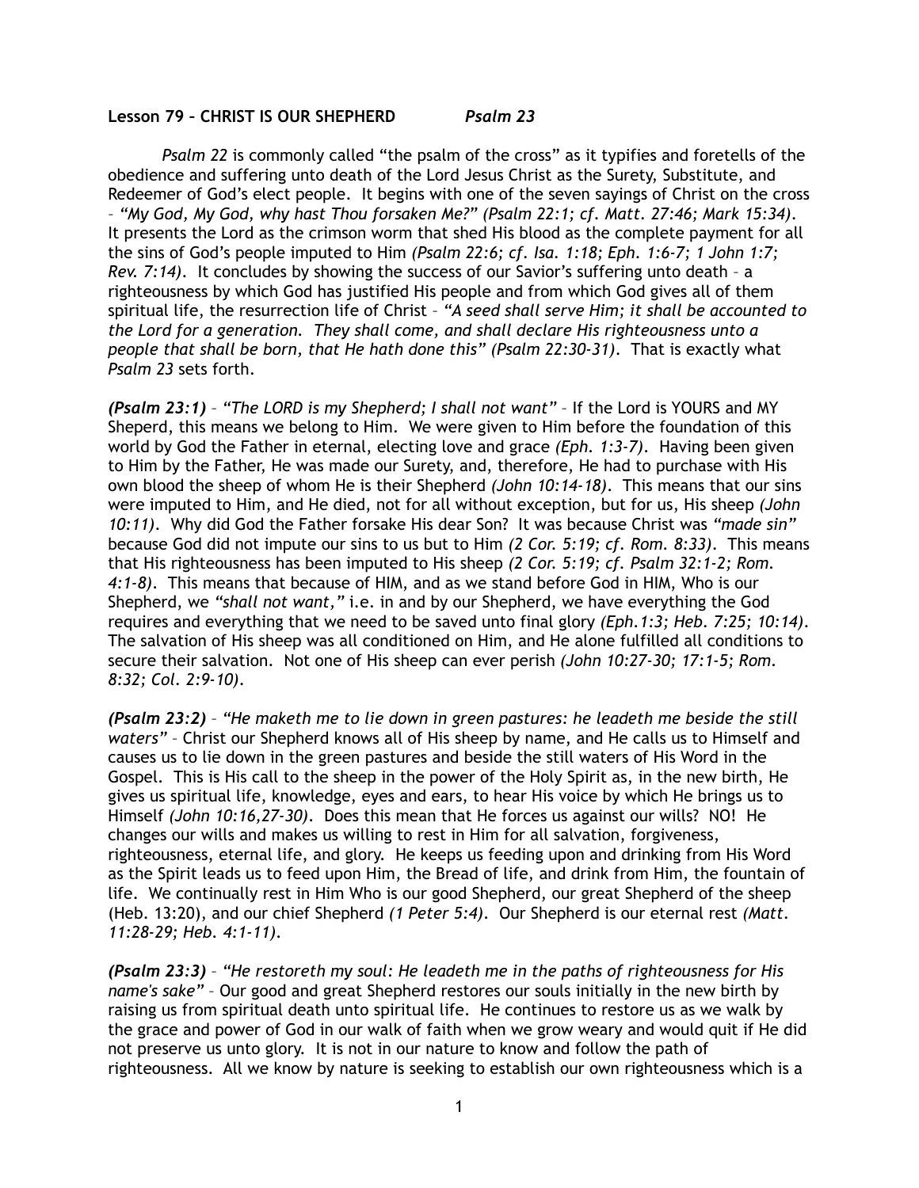**Lesson 79 – CHRIST IS OUR SHEPHERD** *Psalm 23*

*Psalm 22* is commonly called "the psalm of the cross" as it typifies and foretells of the obedience and suffering unto death of the Lord Jesus Christ as the Surety, Substitute, and Redeemer of God's elect people. It begins with one of the seven sayings of Christ on the cross – *"My God, My God, why hast Thou forsaken Me?" (Psalm 22:1; cf. Matt. 27:46; Mark 15:34)*. It presents the Lord as the crimson worm that shed His blood as the complete payment for all the sins of God's people imputed to Him *(Psalm 22:6; cf. Isa. 1:18; Eph. 1:6-7; 1 John 1:7; Rev. 7:14)*. It concludes by showing the success of our Savior's suffering unto death – a righteousness by which God has justified His people and from which God gives all of them spiritual life, the resurrection life of Christ – *"A seed shall serve Him; it shall be accounted to the Lord for a generation. They shall come, and shall declare His righteousness unto a people that shall be born, that He hath done this" (Psalm 22:30-31)*. That is exactly what *Psalm 23* sets forth.

***(Psalm 23:1)*** – *"The LORD is my Shepherd; I shall not want"* – If the Lord is YOURS and MY Sheperd, this means we belong to Him. We were given to Him before the foundation of this world by God the Father in eternal, electing love and grace *(Eph. 1:3-7)*. Having been given to Him by the Father, He was made our Surety, and, therefore, He had to purchase with His own blood the sheep of whom He is their Shepherd *(John 10:14-18)*. This means that our sins were imputed to Him, and He died, not for all without exception, but for us, His sheep *(John 10:11)*. Why did God the Father forsake His dear Son? It was because Christ was *"made sin"* because God did not impute our sins to us but to Him *(2 Cor. 5:19; cf. Rom. 8:33)*. This means that His righteousness has been imputed to His sheep *(2 Cor. 5:19; cf. Psalm 32:1-2; Rom. 4:1-8)*. This means that because of HIM, and as we stand before God in HIM, Who is our Shepherd, we *"shall not want,"* i.e. in and by our Shepherd, we have everything the God requires and everything that we need to be saved unto final glory *(Eph.1:3; Heb. 7:25; 10:14)*. The salvation of His sheep was all conditioned on Him, and He alone fulfilled all conditions to secure their salvation. Not one of His sheep can ever perish *(John 10:27-30; 17:1-5; Rom. 8:32; Col. 2:9-10)*.

***(Psalm 23:2)*** – *"He maketh me to lie down in green pastures: he leadeth me beside the still waters"* – Christ our Shepherd knows all of His sheep by name, and He calls us to Himself and causes us to lie down in the green pastures and beside the still waters of His Word in the Gospel. This is His call to the sheep in the power of the Holy Spirit as, in the new birth, He gives us spiritual life, knowledge, eyes and ears, to hear His voice by which He brings us to Himself *(John 10:16,27-30)*. Does this mean that He forces us against our wills? NO! He changes our wills and makes us willing to rest in Him for all salvation, forgiveness, righteousness, eternal life, and glory. He keeps us feeding upon and drinking from His Word as the Spirit leads us to feed upon Him, the Bread of life, and drink from Him, the fountain of life. We continually rest in Him Who is our good Shepherd, our great Shepherd of the sheep (Heb. 13:20), and our chief Shepherd *(1 Peter 5:4)*. Our Shepherd is our eternal rest *(Matt. 11:28-29; Heb. 4:1-11)*.

***(Psalm 23:3)*** – *"He restoreth my soul: He leadeth me in the paths of righteousness for His name's sake"* – Our good and great Shepherd restores our souls initially in the new birth by raising us from spiritual death unto spiritual life. He continues to restore us as we walk by the grace and power of God in our walk of faith when we grow weary and would quit if He did not preserve us unto glory. It is not in our nature to know and follow the path of righteousness. All we know by nature is seeking to establish our own righteousness which is a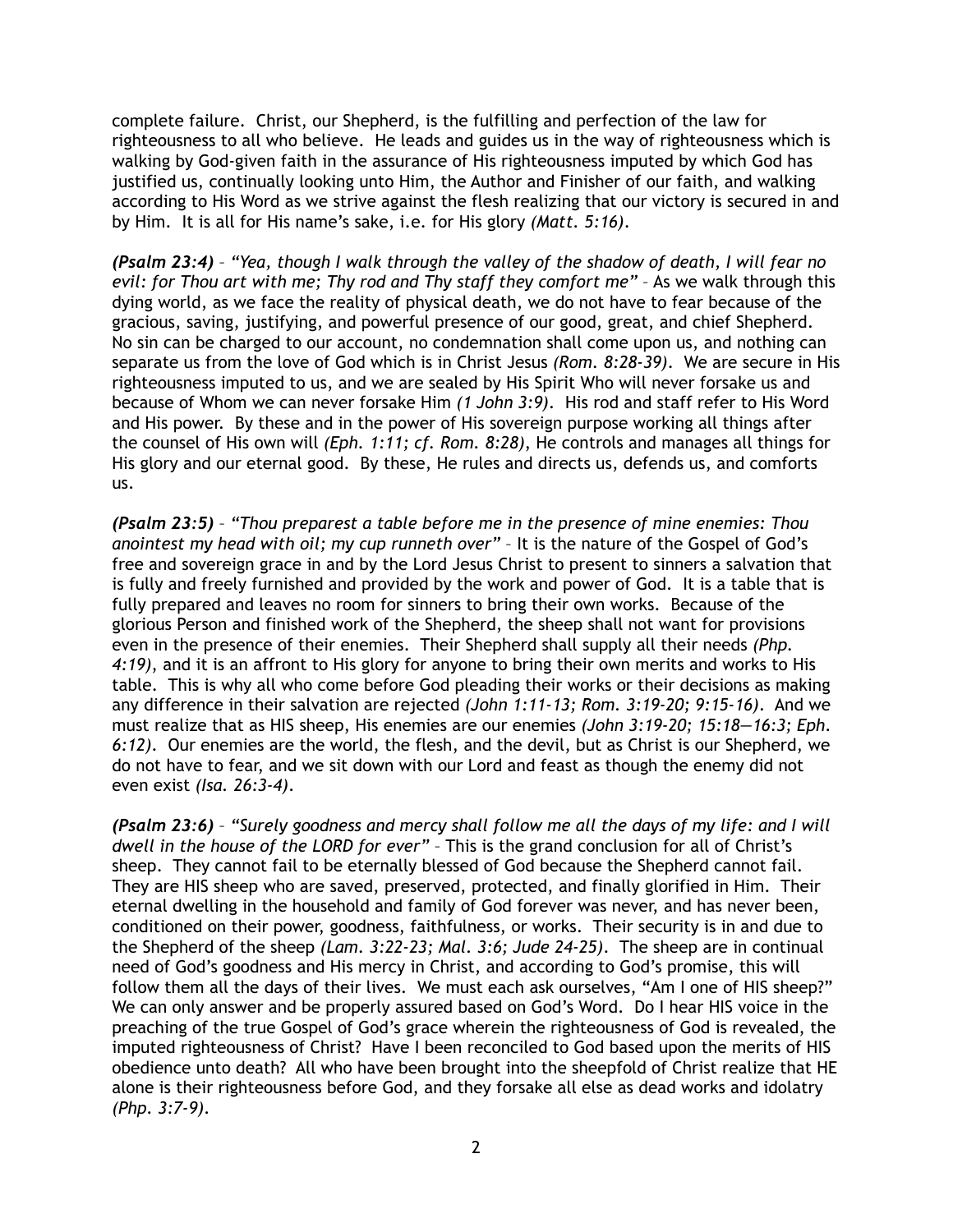complete failure. Christ, our Shepherd, is the fulfilling and perfection of the law for righteousness to all who believe. He leads and guides us in the way of righteousness which is walking by God-given faith in the assurance of His righteousness imputed by which God has justified us, continually looking unto Him, the Author and Finisher of our faith, and walking according to His Word as we strive against the flesh realizing that our victory is secured in and by Him. It is all for His name's sake, i.e. for His glory *(Matt. 5:16)*.

***(Psalm 23:4)*** – *"Yea, though I walk through the valley of the shadow of death, I will fear no evil: for Thou art with me; Thy rod and Thy staff they comfort me"* – As we walk through this dying world, as we face the reality of physical death, we do not have to fear because of the gracious, saving, justifying, and powerful presence of our good, great, and chief Shepherd. No sin can be charged to our account, no condemnation shall come upon us, and nothing can separate us from the love of God which is in Christ Jesus *(Rom. 8:28-39)*. We are secure in His righteousness imputed to us, and we are sealed by His Spirit Who will never forsake us and because of Whom we can never forsake Him *(1 John 3:9)*. His rod and staff refer to His Word and His power. By these and in the power of His sovereign purpose working all things after the counsel of His own will *(Eph. 1:11; cf. Rom. 8:28)*, He controls and manages all things for His glory and our eternal good. By these, He rules and directs us, defends us, and comforts us.

***(Psalm 23:5)*** – *"Thou preparest a table before me in the presence of mine enemies: Thou anointest my head with oil; my cup runneth over"* – It is the nature of the Gospel of God's free and sovereign grace in and by the Lord Jesus Christ to present to sinners a salvation that is fully and freely furnished and provided by the work and power of God. It is a table that is fully prepared and leaves no room for sinners to bring their own works. Because of the glorious Person and finished work of the Shepherd, the sheep shall not want for provisions even in the presence of their enemies. Their Shepherd shall supply all their needs *(Php. 4:19)*, and it is an affront to His glory for anyone to bring their own merits and works to His table. This is why all who come before God pleading their works or their decisions as making any difference in their salvation are rejected *(John 1:11-13; Rom. 3:19-20; 9:15-16)*. And we must realize that as HIS sheep, His enemies are our enemies *(John 3:19-20; 15:18—16:3; Eph. 6:12)*. Our enemies are the world, the flesh, and the devil, but as Christ is our Shepherd, we do not have to fear, and we sit down with our Lord and feast as though the enemy did not even exist *(Isa. 26:3-4)*.

***(Psalm 23:6)*** – *"Surely goodness and mercy shall follow me all the days of my life: and I will dwell in the house of the LORD for ever"* – This is the grand conclusion for all of Christ's sheep. They cannot fail to be eternally blessed of God because the Shepherd cannot fail. They are HIS sheep who are saved, preserved, protected, and finally glorified in Him. Their eternal dwelling in the household and family of God forever was never, and has never been, conditioned on their power, goodness, faithfulness, or works. Their security is in and due to the Shepherd of the sheep *(Lam. 3:22-23; Mal. 3:6; Jude 24-25)*. The sheep are in continual need of God's goodness and His mercy in Christ, and according to God's promise, this will follow them all the days of their lives. We must each ask ourselves, "Am I one of HIS sheep?" We can only answer and be properly assured based on God's Word. Do I hear HIS voice in the preaching of the true Gospel of God's grace wherein the righteousness of God is revealed, the imputed righteousness of Christ? Have I been reconciled to God based upon the merits of HIS obedience unto death? All who have been brought into the sheepfold of Christ realize that HE alone is their righteousness before God, and they forsake all else as dead works and idolatry *(Php. 3:7-9)*.